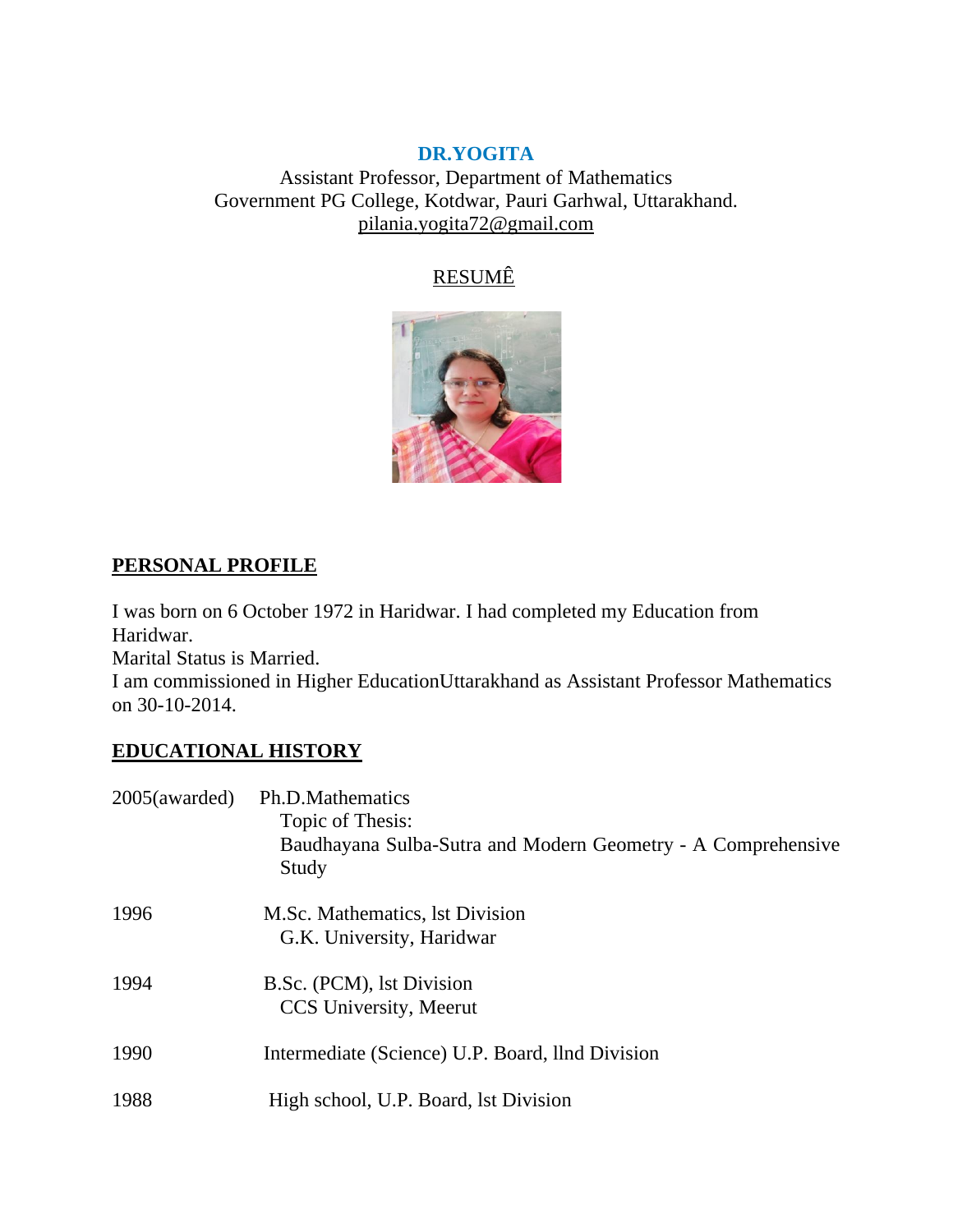# DR.YOGITA

Assistant Professor, Department of Mathematics
Government PG College, Kotdwar, Pauri Garhwal, Uttarakhand.
pilania.yogita72@gmail.com

RESUMÊ

## PERSONAL PROFILE

I was born on 6 October 1972 in Haridwar. I had completed my Education from Haridwar.
Marital Status is Married.
I am commissioned in Higher EducationUttarakhand as Assistant Professor Mathematics on 30-10-2014.

## EDUCATIONAL HISTORY

| | |
|---|---|
| 2005(awarded) | Ph.D.Mathematics<br>Topic of Thesis:<br>Baudhayana Sulba-Sutra and Modern Geometry - A Comprehensive Study |
| 1996 | M.Sc. Mathematics, lst Division<br>G.K. University, Haridwar |
| 1994 | B.Sc. (PCM), lst Division<br>CCS University, Meerut |
| 1990 | Intermediate (Science) U.P. Board, llnd Division |
| 1988 | High school, U.P. Board, lst Division |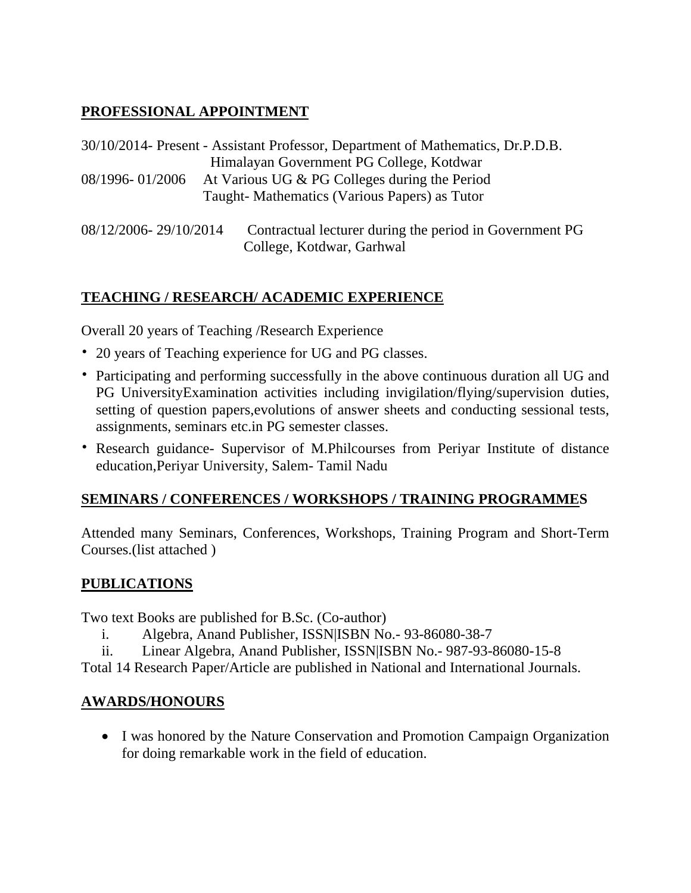## PROFESSIONAL APPOINTMENT

30/10/2014- Present - Assistant Professor, Department of Mathematics, Dr.P.D.B. Himalayan Government PG College, Kotdwar

08/1996- 01/2006 At Various UG & PG Colleges during the Period Taught- Mathematics (Various Papers) as Tutor

08/12/2006- 29/10/2014 Contractual lecturer during the period in Government PG College, Kotdwar, Garhwal

## TEACHING / RESEARCH/ ACADEMIC EXPERIENCE

Overall 20 years of Teaching /Research Experience

- 20 years of Teaching experience for UG and PG classes.
- Participating and performing successfully in the above continuous duration all UG and PG UniversityExamination activities including invigilation/flying/supervision duties, setting of question papers,evolutions of answer sheets and conducting sessional tests, assignments, seminars etc.in PG semester classes.
- Research guidance- Supervisor of M.Philcourses from Periyar Institute of distance education,Periyar University, Salem- Tamil Nadu

## SEMINARS / CONFERENCES / WORKSHOPS / TRAINING PROGRAMMES

Attended many Seminars, Conferences, Workshops, Training Program and Short-Term Courses.(list attached )

## PUBLICATIONS

Two text Books are published for B.Sc. (Co-author)

i. Algebra, Anand Publisher, ISSN|ISBN No.- 93-86080-38-7
ii. Linear Algebra, Anand Publisher, ISSN|ISBN No.- 987-93-86080-15-8

Total 14 Research Paper/Article are published in National and International Journals.

## AWARDS/HONOURS

- I was honored by the Nature Conservation and Promotion Campaign Organization for doing remarkable work in the field of education.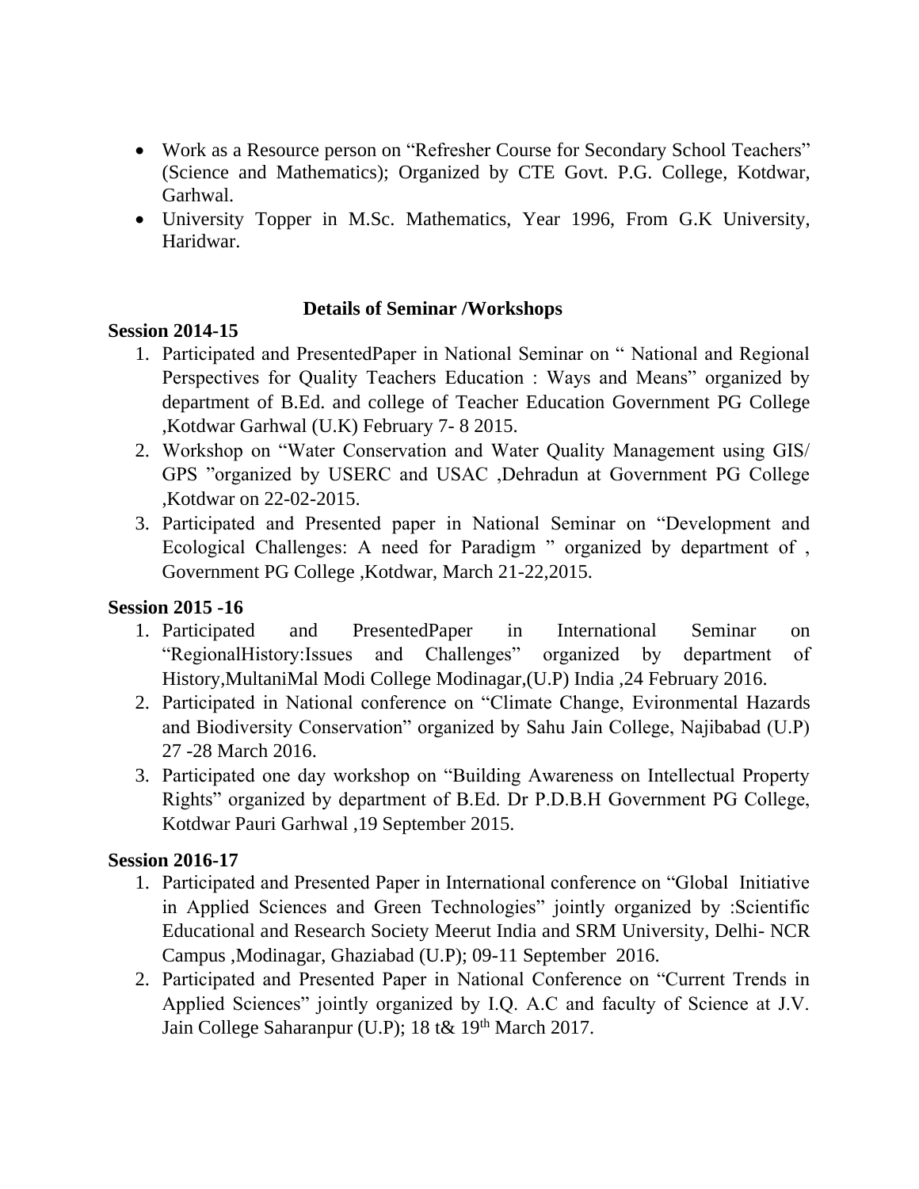- Work as a Resource person on "Refresher Course for Secondary School Teachers" (Science and Mathematics); Organized by CTE Govt. P.G. College, Kotdwar, Garhwal.
- University Topper in M.Sc. Mathematics, Year 1996, From G.K University, Haridwar.

## Details of Seminar /Workshops

**Session 2014-15**

1. Participated and PresentedPaper in National Seminar on " National and Regional Perspectives for Quality Teachers Education : Ways and Means" organized by department of B.Ed. and college of Teacher Education Government PG College ,Kotdwar Garhwal (U.K) February 7- 8 2015.
2. Workshop on "Water Conservation and Water Quality Management using GIS/ GPS "organized by USERC and USAC ,Dehradun at Government PG College ,Kotdwar on 22-02-2015.
3. Participated and Presented paper in National Seminar on "Development and Ecological Challenges: A need for Paradigm " organized by department of , Government PG College ,Kotdwar, March 21-22,2015.

**Session 2015 -16**

1. Participated and PresentedPaper in International Seminar on "RegionalHistory:Issues and Challenges" organized by department of History,MultaniMal Modi College Modinagar,(U.P) India ,24 February 2016.
2. Participated in National conference on "Climate Change, Evironmental Hazards and Biodiversity Conservation" organized by Sahu Jain College, Najibabad (U.P) 27 -28 March 2016.
3. Participated one day workshop on "Building Awareness on Intellectual Property Rights" organized by department of B.Ed. Dr P.D.B.H Government PG College, Kotdwar Pauri Garhwal ,19 September 2015.

**Session 2016-17**

1. Participated and Presented Paper in International conference on "Global Initiative in Applied Sciences and Green Technologies" jointly organized by :Scientific Educational and Research Society Meerut India and SRM University, Delhi- NCR Campus ,Modinagar, Ghaziabad (U.P); 09-11 September 2016.
2. Participated and Presented Paper in National Conference on "Current Trends in Applied Sciences" jointly organized by I.Q. A.C and faculty of Science at J.V. Jain College Saharanpur (U.P); 18 t& 19th March 2017.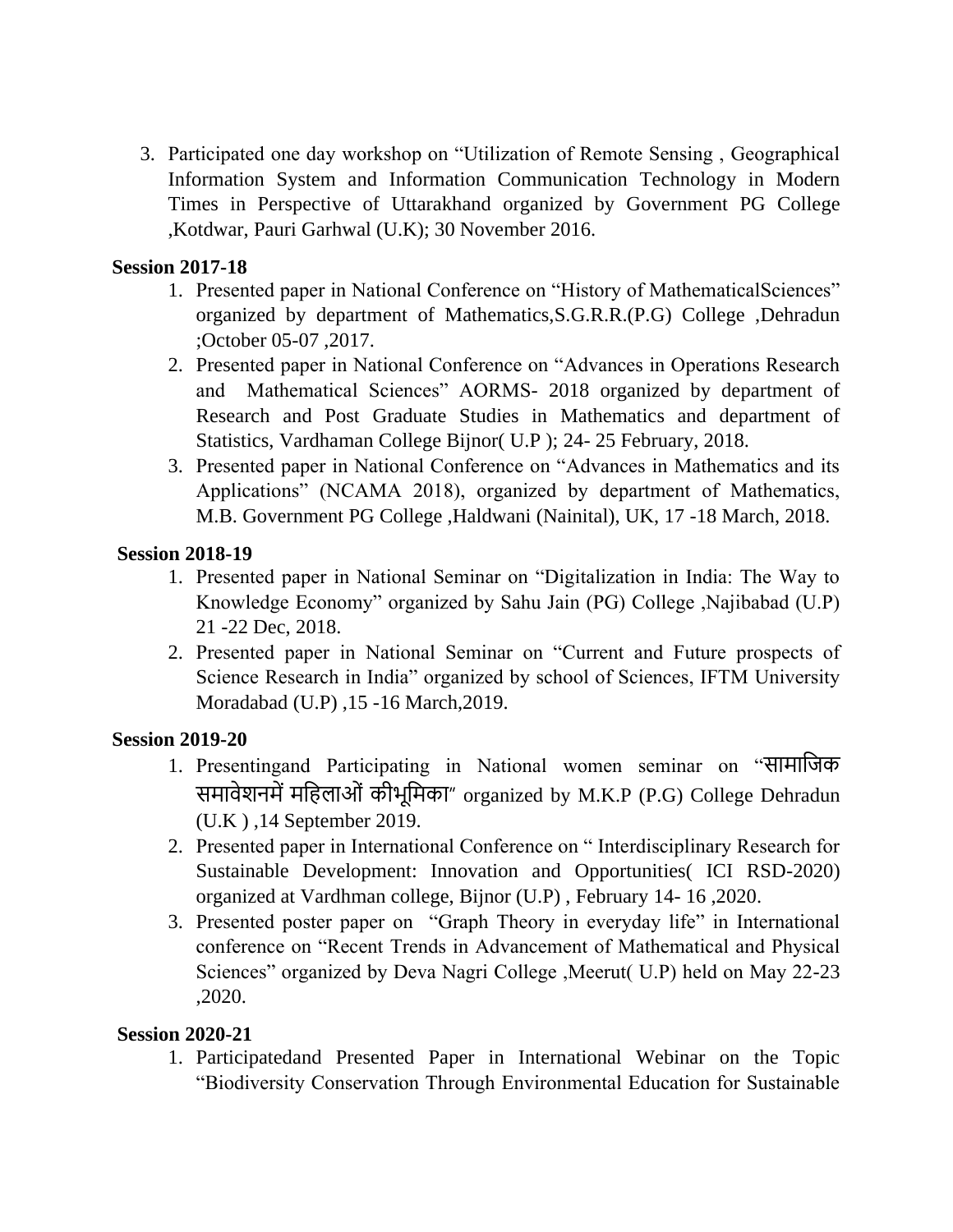3. Participated one day workshop on "Utilization of Remote Sensing , Geographical Information System and Information Communication Technology in Modern Times in Perspective of Uttarakhand organized by Government PG College ,Kotdwar, Pauri Garhwal (U.K); 30 November 2016.

**Session 2017-18**

1. Presented paper in National Conference on "History of MathematicalSciences" organized by department of Mathematics,S.G.R.R.(P.G) College ,Dehradun ;October 05-07 ,2017.
2. Presented paper in National Conference on "Advances in Operations Research and Mathematical Sciences" AORMS- 2018 organized by department of Research and Post Graduate Studies in Mathematics and department of Statistics, Vardhaman College Bijnor( U.P ); 24- 25 February, 2018.
3. Presented paper in National Conference on "Advances in Mathematics and its Applications" (NCAMA 2018), organized by department of Mathematics, M.B. Government PG College ,Haldwani (Nainital), UK, 17 -18 March, 2018.

**Session 2018-19**

1. Presented paper in National Seminar on "Digitalization in India: The Way to Knowledge Economy" organized by Sahu Jain (PG) College ,Najibabad (U.P) 21 -22 Dec, 2018.
2. Presented paper in National Seminar on "Current and Future prospects of Science Research in India" organized by school of Sciences, IFTM University Moradabad (U.P) ,15 -16 March,2019.

**Session 2019-20**

1. Presentingand Participating in National women seminar on "सामाजिक समावेशनमें महिलाओं कीभूमिका" organized by M.K.P (P.G) College Dehradun (U.K ) ,14 September 2019.
2. Presented paper in International Conference on " Interdisciplinary Research for Sustainable Development: Innovation and Opportunities( ICI RSD-2020) organized at Vardhman college, Bijnor (U.P) , February 14- 16 ,2020.
3. Presented poster paper on "Graph Theory in everyday life" in International conference on "Recent Trends in Advancement of Mathematical and Physical Sciences" organized by Deva Nagri College ,Meerut( U.P) held on May 22-23 ,2020.

**Session 2020-21**

1. Participatedand Presented Paper in International Webinar on the Topic "Biodiversity Conservation Through Environmental Education for Sustainable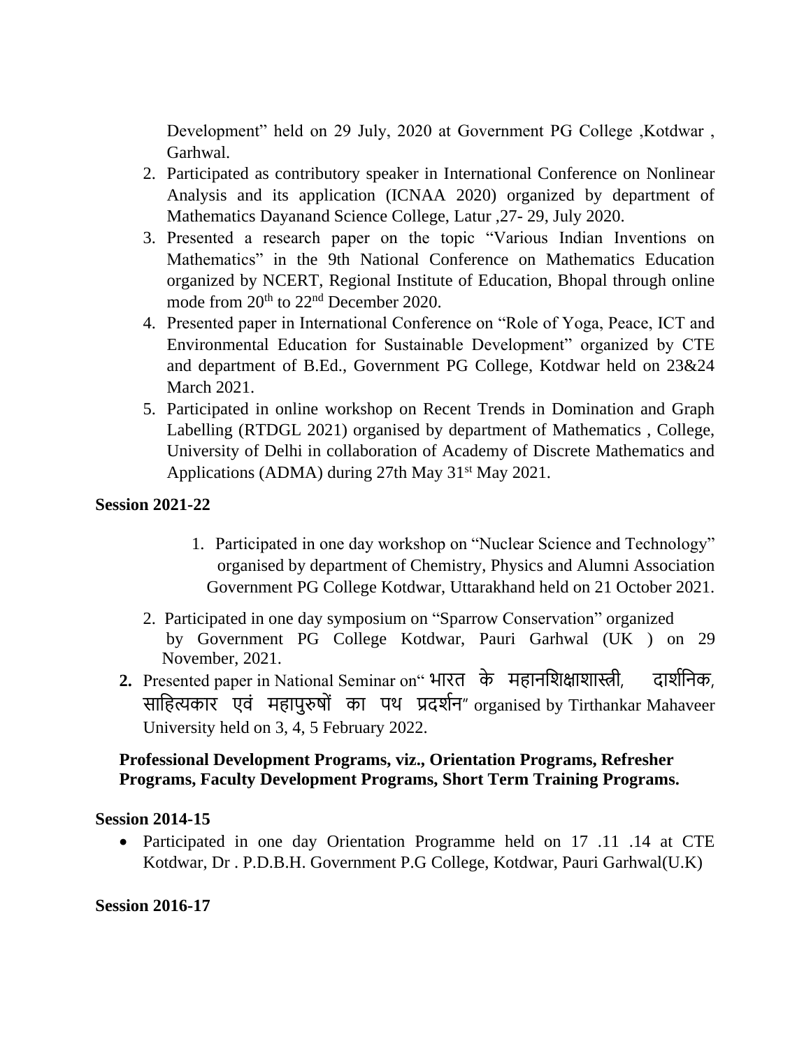Development" held on 29 July, 2020 at Government PG College ,Kotdwar , Garhwal.

2. Participated as contributory speaker in International Conference on Nonlinear Analysis and its application (ICNAA 2020) organized by department of Mathematics Dayanand Science College, Latur ,27- 29, July 2020.
3. Presented a research paper on the topic "Various Indian Inventions on Mathematics" in the 9th National Conference on Mathematics Education organized by NCERT, Regional Institute of Education, Bhopal through online mode from 20th to 22nd December 2020.
4. Presented paper in International Conference on "Role of Yoga, Peace, ICT and Environmental Education for Sustainable Development" organized by CTE and department of B.Ed., Government PG College, Kotdwar held on 23&24 March 2021.
5. Participated in online workshop on Recent Trends in Domination and Graph Labelling (RTDGL 2021) organised by department of Mathematics , College, University of Delhi in collaboration of Academy of Discrete Mathematics and Applications (ADMA) during 27th May 31st May 2021.

**Session 2021-22**

1. Participated in one day workshop on "Nuclear Science and Technology" organised by department of Chemistry, Physics and Alumni Association Government PG College Kotdwar, Uttarakhand held on 21 October 2021.
2. Participated in one day symposium on "Sparrow Conservation" organized by Government PG College Kotdwar, Pauri Garhwal (UK ) on 29 November, 2021.

**2.** Presented paper in National Seminar on" भारत के महानशिक्षाशास्त्री, दार्शनिक, साहित्यकार एवं महापुरुषों का पथ प्रदर्शन" organised by Tirthankar Mahaveer University held on 3, 4, 5 February 2022.

**Professional Development Programs, viz., Orientation Programs, Refresher Programs, Faculty Development Programs, Short Term Training Programs.**

**Session 2014-15**

- Participated in one day Orientation Programme held on 17 .11 .14 at CTE Kotdwar, Dr . P.D.B.H. Government P.G College, Kotdwar, Pauri Garhwal(U.K)

**Session 2016-17**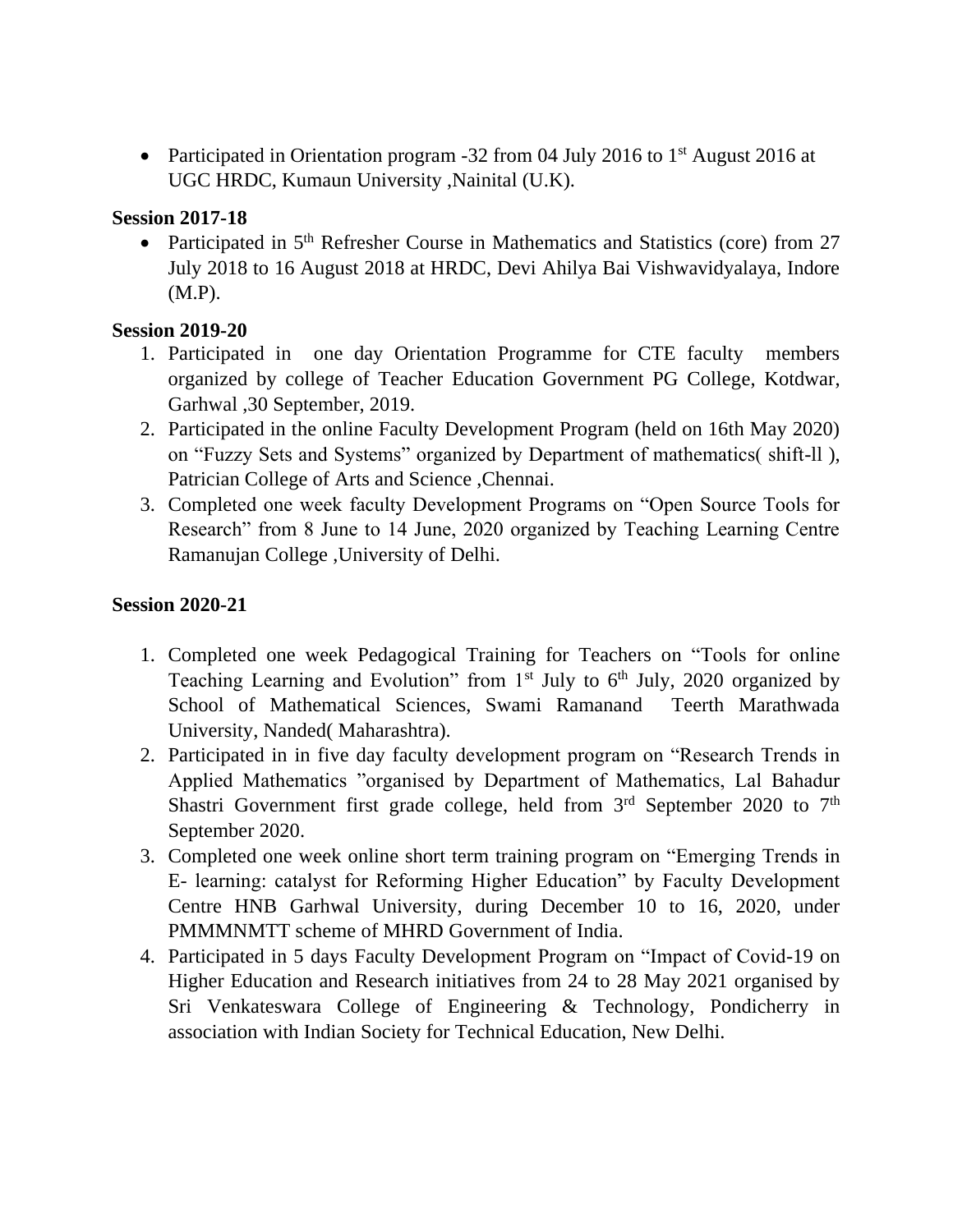- Participated in Orientation program -32 from 04 July 2016 to 1st August 2016 at UGC HRDC, Kumaun University ,Nainital (U.K).

**Session 2017-18**

- Participated in 5th Refresher Course in Mathematics and Statistics (core) from 27 July 2018 to 16 August 2018 at HRDC, Devi Ahilya Bai Vishwavidyalaya, Indore (M.P).

**Session 2019-20**

1. Participated in one day Orientation Programme for CTE faculty members organized by college of Teacher Education Government PG College, Kotdwar, Garhwal ,30 September, 2019.
2. Participated in the online Faculty Development Program (held on 16th May 2020) on "Fuzzy Sets and Systems" organized by Department of mathematics( shift-ll ), Patrician College of Arts and Science ,Chennai.
3. Completed one week faculty Development Programs on "Open Source Tools for Research" from 8 June to 14 June, 2020 organized by Teaching Learning Centre Ramanujan College ,University of Delhi.

**Session 2020-21**

1. Completed one week Pedagogical Training for Teachers on "Tools for online Teaching Learning and Evolution" from 1st July to 6th July, 2020 organized by School of Mathematical Sciences, Swami Ramanand Teerth Marathwada University, Nanded( Maharashtra).
2. Participated in in five day faculty development program on "Research Trends in Applied Mathematics "organised by Department of Mathematics, Lal Bahadur Shastri Government first grade college, held from 3rd September 2020 to 7th September 2020.
3. Completed one week online short term training program on "Emerging Trends in E- learning: catalyst for Reforming Higher Education" by Faculty Development Centre HNB Garhwal University, during December 10 to 16, 2020, under PMMMNMTT scheme of MHRD Government of India.
4. Participated in 5 days Faculty Development Program on "Impact of Covid-19 on Higher Education and Research initiatives from 24 to 28 May 2021 organised by Sri Venkateswara College of Engineering & Technology, Pondicherry in association with Indian Society for Technical Education, New Delhi.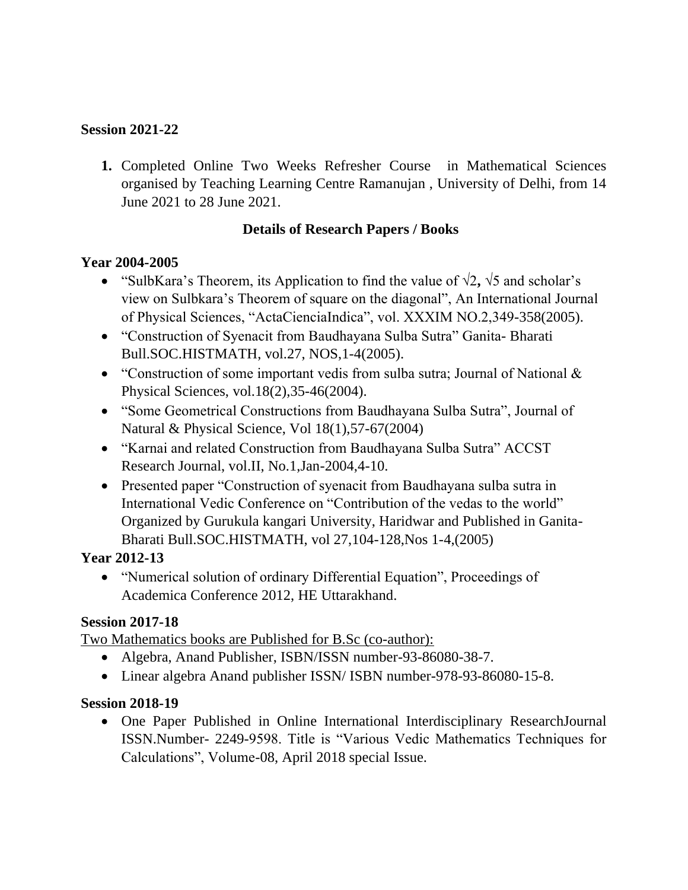**Session 2021-22**

1. Completed Online Two Weeks Refresher Course in Mathematical Sciences organised by Teaching Learning Centre Ramanujan , University of Delhi, from 14 June 2021 to 28 June 2021.

**Details of Research Papers / Books**

**Year 2004-2005**

- "SulbKara's Theorem, its Application to find the value of $\sqrt{2}$, $\sqrt{5}$ and scholar's view on Sulbkara's Theorem of square on the diagonal", An International Journal of Physical Sciences, "ActaCienciaIndica", vol. XXXIM NO.2,349-358(2005).
- "Construction of Syenacit from Baudhayana Sulba Sutra" Ganita- Bharati Bull.SOC.HISTMATH, vol.27, NOS,1-4(2005).
- "Construction of some important vedis from sulba sutra; Journal of National & Physical Sciences, vol.18(2),35-46(2004).
- "Some Geometrical Constructions from Baudhayana Sulba Sutra", Journal of Natural & Physical Science, Vol 18(1),57-67(2004)
- "Karnai and related Construction from Baudhayana Sulba Sutra" ACCST Research Journal, vol.II, No.1,Jan-2004,4-10.
- Presented paper "Construction of syenacit from Baudhayana sulba sutra in International Vedic Conference on "Contribution of the vedas to the world" Organized by Gurukula kangari University, Haridwar and Published in Ganita-Bharati Bull.SOC.HISTMATH, vol 27,104-128,Nos 1-4,(2005)

**Year 2012-13**

- "Numerical solution of ordinary Differential Equation", Proceedings of Academica Conference 2012, HE Uttarakhand.

**Session 2017-18**

Two Mathematics books are Published for B.Sc (co-author):

- Algebra, Anand Publisher, ISBN/ISSN number-93-86080-38-7.
- Linear algebra Anand publisher ISSN/ ISBN number-978-93-86080-15-8.

**Session 2018-19**

- One Paper Published in Online International Interdisciplinary ResearchJournal ISSN.Number- 2249-9598. Title is "Various Vedic Mathematics Techniques for Calculations", Volume-08, April 2018 special Issue.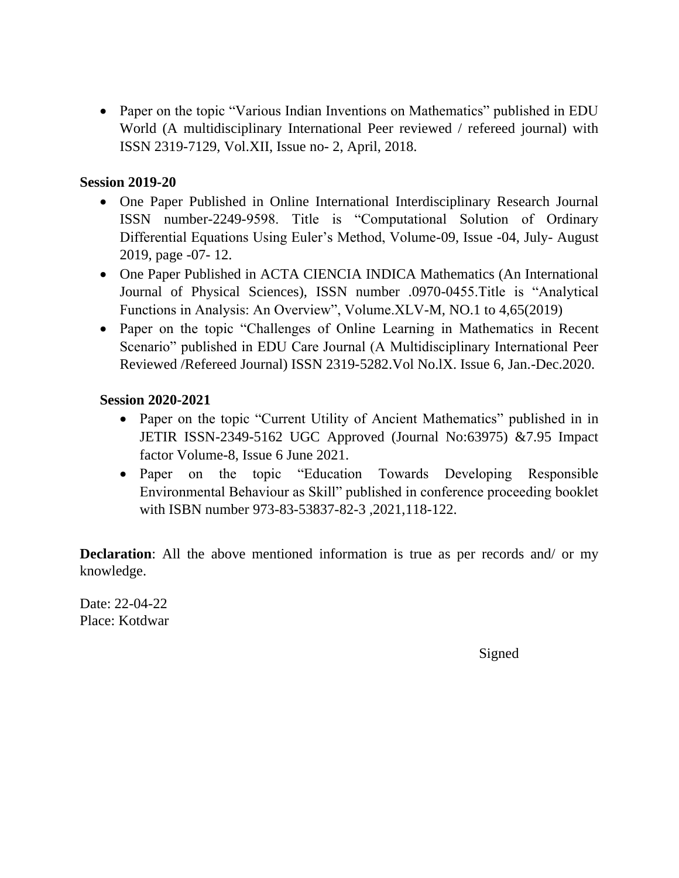- Paper on the topic “Various Indian Inventions on Mathematics” published in EDU World (A multidisciplinary International Peer reviewed / refereed journal) with ISSN 2319-7129, Vol.XII, Issue no- 2, April, 2018.

**Session 2019-20**

- One Paper Published in Online International Interdisciplinary Research Journal ISSN number-2249-9598. Title is “Computational Solution of Ordinary Differential Equations Using Euler’s Method, Volume-09, Issue -04, July- August 2019, page -07- 12.
- One Paper Published in ACTA CIENCIA INDICA Mathematics (An International Journal of Physical Sciences), ISSN number .0970-0455.Title is “Analytical Functions in Analysis: An Overview”, Volume.XLV-M, NO.1 to 4,65(2019)
- Paper on the topic “Challenges of Online Learning in Mathematics in Recent Scenario” published in EDU Care Journal (A Multidisciplinary International Peer Reviewed /Refereed Journal) ISSN 2319-5282.Vol No.lX. Issue 6, Jan.-Dec.2020.

**Session 2020-2021**

- Paper on the topic “Current Utility of Ancient Mathematics” published in in JETIR ISSN-2349-5162 UGC Approved (Journal No:63975) &7.95 Impact factor Volume-8, Issue 6 June 2021.
- Paper on the topic “Education Towards Developing Responsible Environmental Behaviour as Skill” published in conference proceeding booklet with ISBN number 973-83-53837-82-3 ,2021,118-122.

**Declaration**: All the above mentioned information is true as per records and/ or my knowledge.

Date: 22-04-22
Place: Kotdwar

Signed